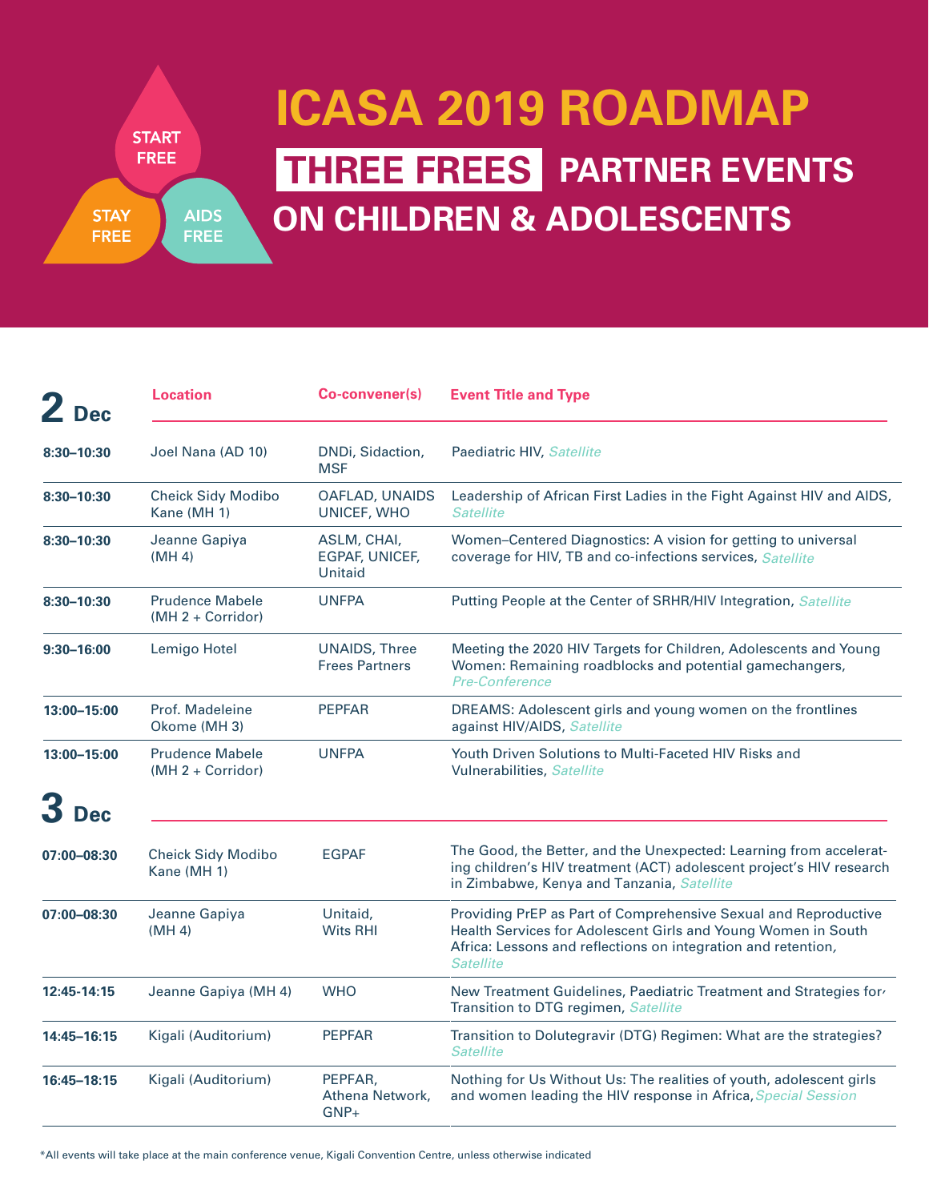START FREE

STAY FREE

AIDS FREE

# ICASA 2019 ROADMAP

## THREE FREES PARTNER EVENTS ON CHILDREN & ADOLESCENTS

## 2 Dec

| | Location | Co-convener(s) | Event Title and Type |
|---|---|---|---|
| **8:30–10:30** | Joel Nana (AD 10) | DNDi, Sidaction, MSF | Paediatric HIV, *Satellite* |
| **8:30–10:30** | Cheick Sidy Modibo Kane (MH 1) | OAFLAD, UNAIDS UNICEF, WHO | Leadership of African First Ladies in the Fight Against HIV and AIDS, *Satellite* |
| **8:30–10:30** | Jeanne Gapiya (MH 4) | ASLM, CHAI, EGPAF, UNICEF, Unitaid | Women–Centered Diagnostics: A vision for getting to universal coverage for HIV, TB and co-infections services, *Satellite* |
| **8:30–10:30** | Prudence Mabele (MH 2 + Corridor) | UNFPA | Putting People at the Center of SRHR/HIV Integration, *Satellite* |
| **9:30–16:00** | Lemigo Hotel | UNAIDS, Three Frees Partners | Meeting the 2020 HIV Targets for Children, Adolescents and Young Women: Remaining roadblocks and potential gamechangers, *Pre-Conference* |
| **13:00–15:00** | Prof. Madeleine Okome (MH 3) | PEPFAR | DREAMS: Adolescent girls and young women on the frontlines against HIV/AIDS, *Satellite* |
| **13:00–15:00** | Prudence Mabele (MH 2 + Corridor) | UNFPA | Youth Driven Solutions to Multi-Faceted HIV Risks and Vulnerabilities, *Satellite* |

## 3 Dec

| | Location | Co-convener(s) | Event Title and Type |
|---|---|---|---|
| **07:00–08:30** | Cheick Sidy Modibo Kane (MH 1) | EGPAF | The Good, the Better, and the Unexpected: Learning from accelerating children's HIV treatment (ACT) adolescent project's HIV research in Zimbabwe, Kenya and Tanzania, *Satellite* |
| **07:00–08:30** | Jeanne Gapiya (MH 4) | Unitaid, Wits RHI | Providing PrEP as Part of Comprehensive Sexual and Reproductive Health Services for Adolescent Girls and Young Women in South Africa: Lessons and reflections on integration and retention, *Satellite* |
| **12:45-14:15** | Jeanne Gapiya (MH 4) | WHO | New Treatment Guidelines, Paediatric Treatment and Strategies for Transition to DTG regimen, *Satellite* |
| **14:45–16:15** | Kigali (Auditorium) | PEPFAR | Transition to Dolutegravir (DTG) Regimen: What are the strategies? *Satellite* |
| **16:45–18:15** | Kigali (Auditorium) | PEPFAR, Athena Network, GNP+ | Nothing for Us Without Us: The realities of youth, adolescent girls and women leading the HIV response in Africa, *Special Session* |

*All events will take place at the main conference venue, Kigali Convention Centre, unless otherwise indicated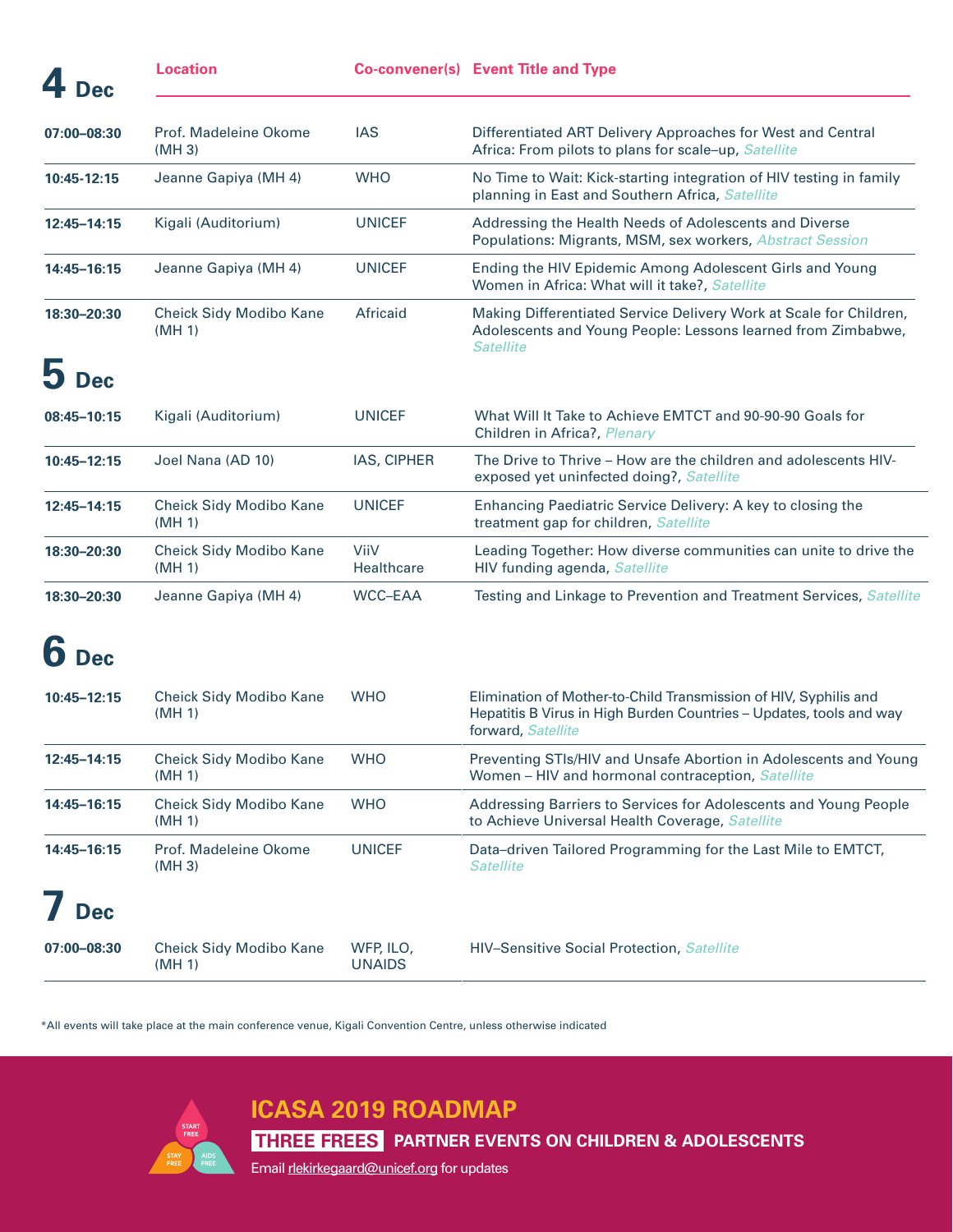## 4 Dec

| | Location | Co-convener(s) | Event Title and Type |
|---|---|---|---|
| 07:00–08:30 | Prof. Madeleine Okome (MH 3) | IAS | Differentiated ART Delivery Approaches for West and Central Africa: From pilots to plans for scale–up, *Satellite* |
| 10:45-12:15 | Jeanne Gapiya (MH 4) | WHO | No Time to Wait: Kick-starting integration of HIV testing in family planning in East and Southern Africa, *Satellite* |
| 12:45–14:15 | Kigali (Auditorium) | UNICEF | Addressing the Health Needs of Adolescents and Diverse Populations: Migrants, MSM, sex workers, *Abstract Session* |
| 14:45–16:15 | Jeanne Gapiya (MH 4) | UNICEF | Ending the HIV Epidemic Among Adolescent Girls and Young Women in Africa: What will it take?, *Satellite* |
| 18:30–20:30 | Cheick Sidy Modibo Kane (MH 1) | Africaid | Making Differentiated Service Delivery Work at Scale for Children, Adolescents and Young People: Lessons learned from Zimbabwe, *Satellite* |

## 5 Dec

| | | | |
|---|---|---|---|
| 08:45–10:15 | Kigali (Auditorium) | UNICEF | What Will It Take to Achieve EMTCT and 90-90-90 Goals for Children in Africa?, *Plenary* |
| 10:45–12:15 | Joel Nana (AD 10) | IAS, CIPHER | The Drive to Thrive – How are the children and adolescents HIV-exposed yet uninfected doing?, *Satellite* |
| 12:45–14:15 | Cheick Sidy Modibo Kane (MH 1) | UNICEF | Enhancing Paediatric Service Delivery: A key to closing the treatment gap for children, *Satellite* |
| 18:30–20:30 | Cheick Sidy Modibo Kane (MH 1) | ViiV Healthcare | Leading Together: How diverse communities can unite to drive the HIV funding agenda, *Satellite* |
| 18:30–20:30 | Jeanne Gapiya (MH 4) | WCC–EAA | Testing and Linkage to Prevention and Treatment Services, *Satellite* |

## 6 Dec

| | | | |
|---|---|---|---|
| 10:45–12:15 | Cheick Sidy Modibo Kane (MH 1) | WHO | Elimination of Mother-to-Child Transmission of HIV, Syphilis and Hepatitis B Virus in High Burden Countries – Updates, tools and way forward, *Satellite* |
| 12:45–14:15 | Cheick Sidy Modibo Kane (MH 1) | WHO | Preventing STIs/HIV and Unsafe Abortion in Adolescents and Young Women – HIV and hormonal contraception, *Satellite* |
| 14:45–16:15 | Cheick Sidy Modibo Kane (MH 1) | WHO | Addressing Barriers to Services for Adolescents and Young People to Achieve Universal Health Coverage, *Satellite* |
| 14:45–16:15 | Prof. Madeleine Okome (MH 3) | UNICEF | Data–driven Tailored Programming for the Last Mile to EMTCT, *Satellite* |

## 7 Dec

| | | | |
|---|---|---|---|
| 07:00–08:30 | Cheick Sidy Modibo Kane (MH 1) | WFP, ILO, UNAIDS | HIV–Sensitive Social Protection, *Satellite* |

*All events will take place at the main conference venue, Kigali Convention Centre, unless otherwise indicated

START FREE
STAY FREE
AIDS FREE

**ICASA 2019 ROADMAP**

**THREE FREES** **PARTNER EVENTS ON CHILDREN & ADOLESCENTS**

Email rlekirkegaard@unicef.org for updates